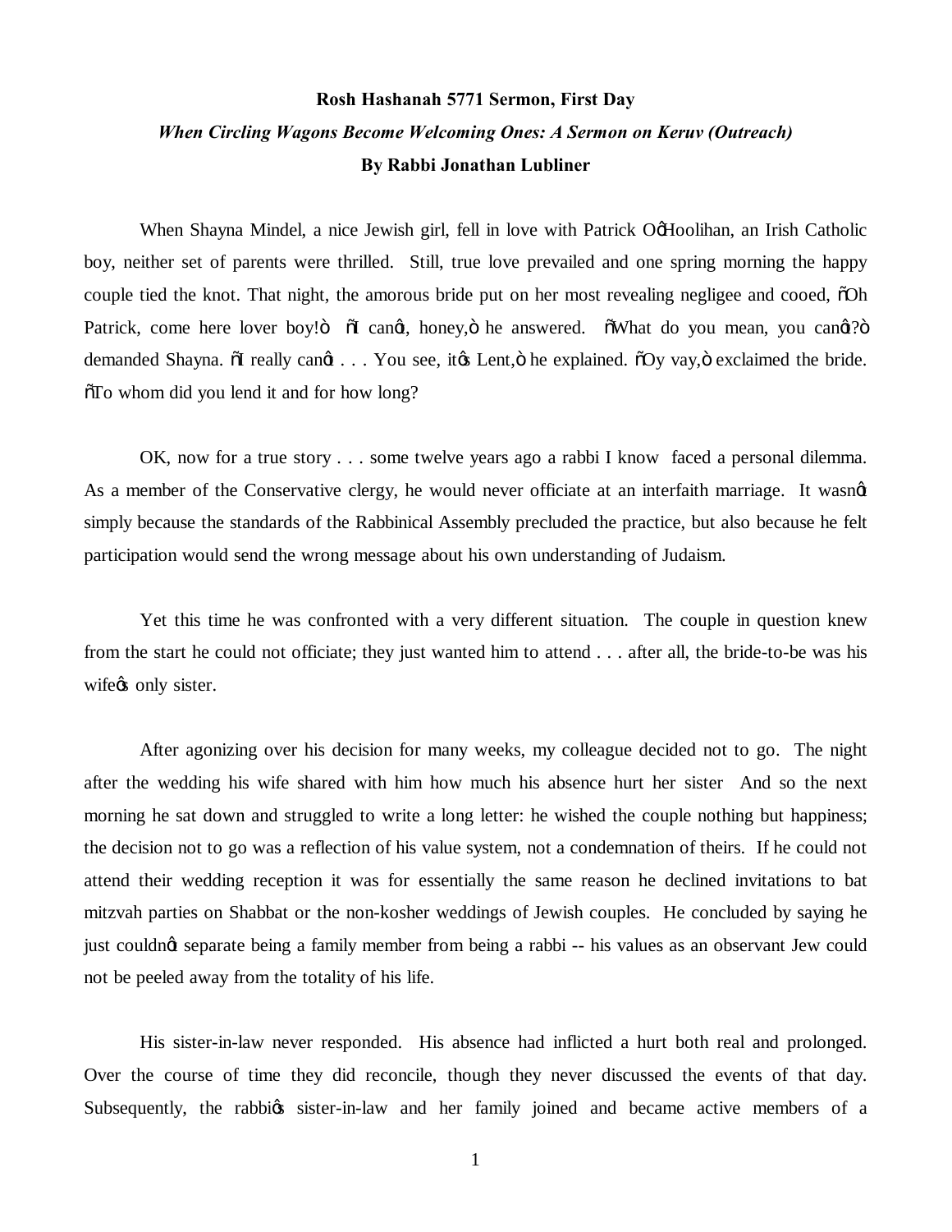**Rosh Hashanah 5771 Sermon, First Day**

***When Circling Wagons Become Welcoming Ones: A Sermon on Keruv (Outreach)***

**By Rabbi Jonathan Lubliner**

When Shayna Mindel, a nice Jewish girl, fell in love with Patrick O'Hoolihan, an Irish Catholic boy, neither set of parents were thrilled. Still, true love prevailed and one spring morning the happy couple tied the knot. That night, the amorous bride put on her most revealing negligee and cooed, "Oh Patrick, come here lover boy!" "I can't, honey," he answered. "What do you mean, you can't?" demanded Shayna. "I really can't . . . You see, it's Lent," he explained. "Oy vay," exclaimed the bride. "To whom did you lend it and for how long?

OK, now for a true story . . . some twelve years ago a rabbi I know faced a personal dilemma. As a member of the Conservative clergy, he would never officiate at an interfaith marriage. It wasn't simply because the standards of the Rabbinical Assembly precluded the practice, but also because he felt participation would send the wrong message about his own understanding of Judaism.

Yet this time he was confronted with a very different situation. The couple in question knew from the start he could not officiate; they just wanted him to attend . . . after all, the bride-to-be was his wife's only sister.

After agonizing over his decision for many weeks, my colleague decided not to go. The night after the wedding his wife shared with him how much his absence hurt her sister And so the next morning he sat down and struggled to write a long letter: he wished the couple nothing but happiness; the decision not to go was a reflection of his value system, not a condemnation of theirs. If he could not attend their wedding reception it was for essentially the same reason he declined invitations to bat mitzvah parties on Shabbat or the non-kosher weddings of Jewish couples. He concluded by saying he just couldn't separate being a family member from being a rabbi -- his values as an observant Jew could not be peeled away from the totality of his life.

His sister-in-law never responded. His absence had inflicted a hurt both real and prolonged. Over the course of time they did reconcile, though they never discussed the events of that day. Subsequently, the rabbi's sister-in-law and her family joined and became active members of a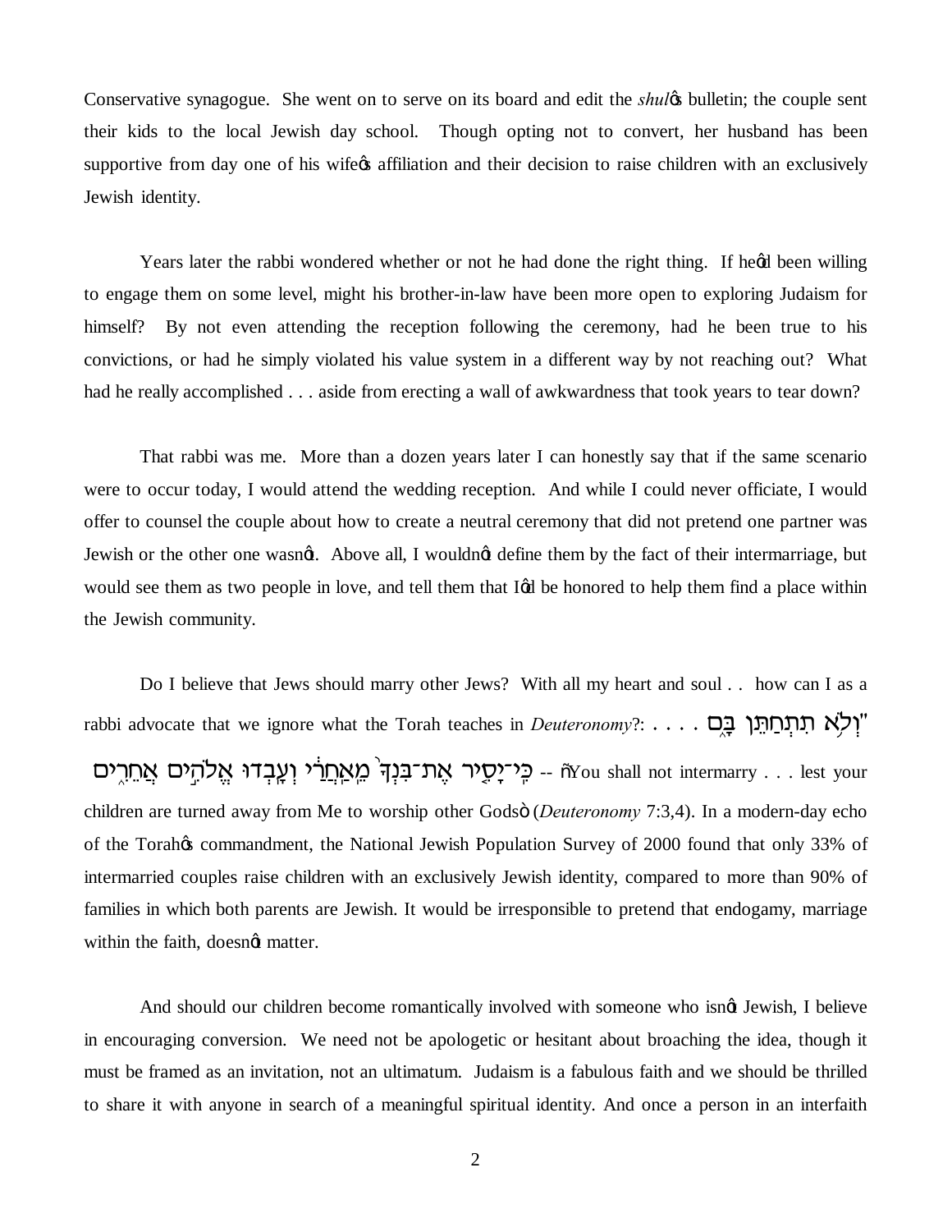Conservative synagogue. She went on to serve on its board and edit the *shul*'s bulletin; the couple sent their kids to the local Jewish day school. Though opting not to convert, her husband has been supportive from day one of his wife's affiliation and their decision to raise children with an exclusively Jewish identity.

Years later the rabbi wondered whether or not he had done the right thing. If he'd been willing to engage them on some level, might his brother-in-law have been more open to exploring Judaism for himself? By not even attending the reception following the ceremony, had he been true to his convictions, or had he simply violated his value system in a different way by not reaching out? What had he really accomplished . . . aside from erecting a wall of awkwardness that took years to tear down?

That rabbi was me. More than a dozen years later I can honestly say that if the same scenario were to occur today, I would attend the wedding reception. And while I could never officiate, I would offer to counsel the couple about how to create a neutral ceremony that did not pretend one partner was Jewish or the other one wasn't. Above all, I wouldn't define them by the fact of their intermarriage, but would see them as two people in love, and tell them that I'd be honored to help them find a place within the Jewish community.

Do I believe that Jews should marry other Jews? With all my heart and soul . . how can I as a rabbi advocate that we ignore what the Torah teaches in *Deuteronomy*?: "וְלֹא תִתְחַתֵּן בָּם . . . . כִּי־יָסִיר אֶת־בִּנְךָ מֵאַחֲרַי וְעָבְדוּ אֱלֹהִים אֲחֵרִים" -- "You shall not intermarry . . . lest your children are turned away from Me to worship other Gods" (*Deuteronomy* 7:3,4). In a modern-day echo of the Torah's commandment, the National Jewish Population Survey of 2000 found that only 33% of intermarried couples raise children with an exclusively Jewish identity, compared to more than 90% of families in which both parents are Jewish. It would be irresponsible to pretend that endogamy, marriage within the faith, doesn't matter.

And should our children become romantically involved with someone who isn't Jewish, I believe in encouraging conversion. We need not be apologetic or hesitant about broaching the idea, though it must be framed as an invitation, not an ultimatum. Judaism is a fabulous faith and we should be thrilled to share it with anyone in search of a meaningful spiritual identity. And once a person in an interfaith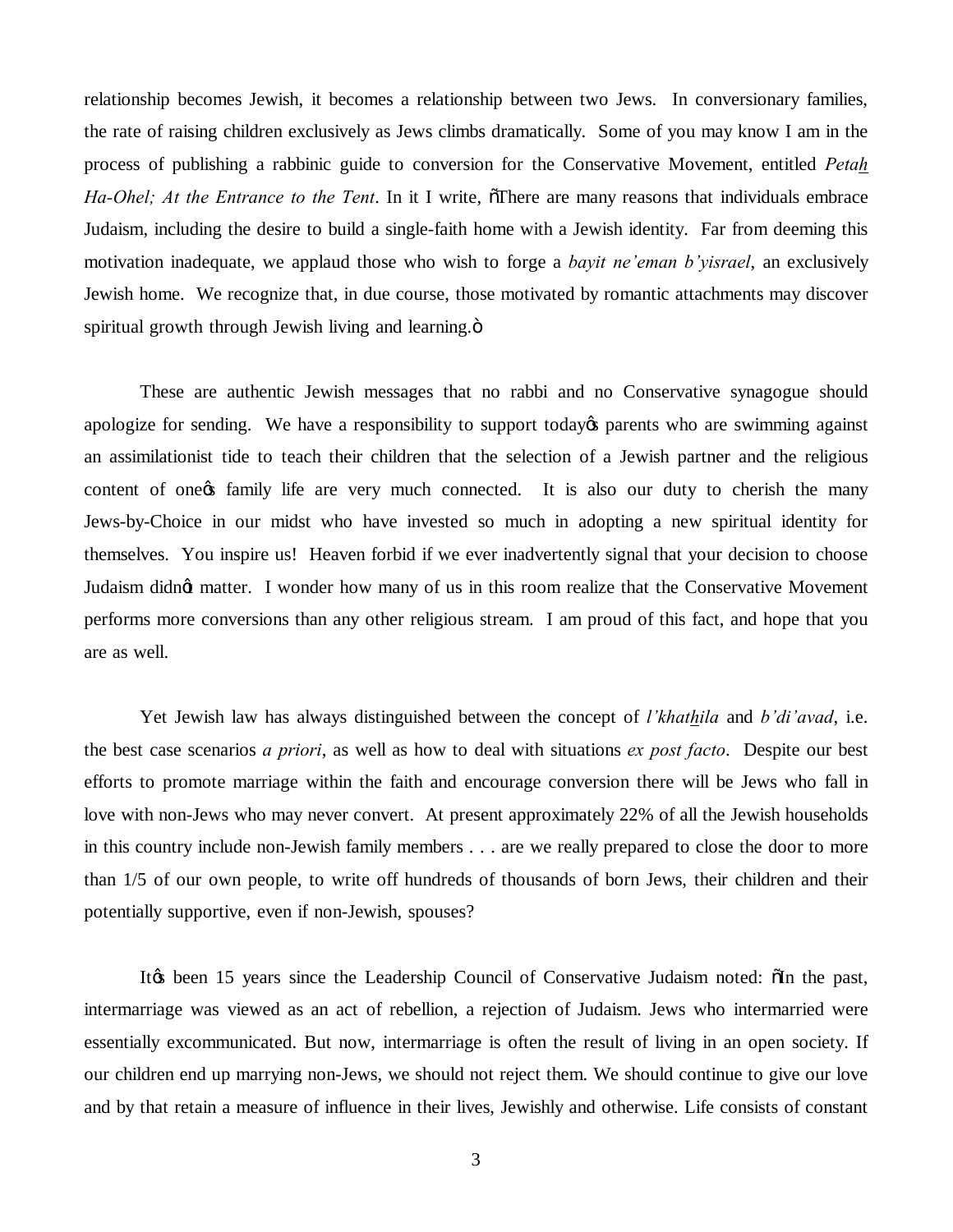relationship becomes Jewish, it becomes a relationship between two Jews. In conversionary families, the rate of raising children exclusively as Jews climbs dramatically. Some of you may know I am in the process of publishing a rabbinic guide to conversion for the Conservative Movement, entitled *Petah Ha-Ohel; At the Entrance to the Tent*. In it I write, "There are many reasons that individuals embrace Judaism, including the desire to build a single-faith home with a Jewish identity. Far from deeming this motivation inadequate, we applaud those who wish to forge a *bayit ne'eman b'yisrael*, an exclusively Jewish home. We recognize that, in due course, those motivated by romantic attachments may discover spiritual growth through Jewish living and learning."

These are authentic Jewish messages that no rabbi and no Conservative synagogue should apologize for sending. We have a responsibility to support today's parents who are swimming against an assimilationist tide to teach their children that the selection of a Jewish partner and the religious content of one's family life are very much connected. It is also our duty to cherish the many Jews-by-Choice in our midst who have invested so much in adopting a new spiritual identity for themselves. You inspire us! Heaven forbid if we ever inadvertently signal that your decision to choose Judaism didn't matter. I wonder how many of us in this room realize that the Conservative Movement performs more conversions than any other religious stream. I am proud of this fact, and hope that you are as well.

Yet Jewish law has always distinguished between the concept of *l'khathila* and *b'di'avad*, i.e. the best case scenarios *a priori*, as well as how to deal with situations *ex post facto*. Despite our best efforts to promote marriage within the faith and encourage conversion there will be Jews who fall in love with non-Jews who may never convert. At present approximately 22% of all the Jewish households in this country include non-Jewish family members . . . are we really prepared to close the door to more than 1/5 of our own people, to write off hundreds of thousands of born Jews, their children and their potentially supportive, even if non-Jewish, spouses?

It's been 15 years since the Leadership Council of Conservative Judaism noted: "In the past, intermarriage was viewed as an act of rebellion, a rejection of Judaism. Jews who intermarried were essentially excommunicated. But now, intermarriage is often the result of living in an open society. If our children end up marrying non-Jews, we should not reject them. We should continue to give our love and by that retain a measure of influence in their lives, Jewishly and otherwise. Life consists of constant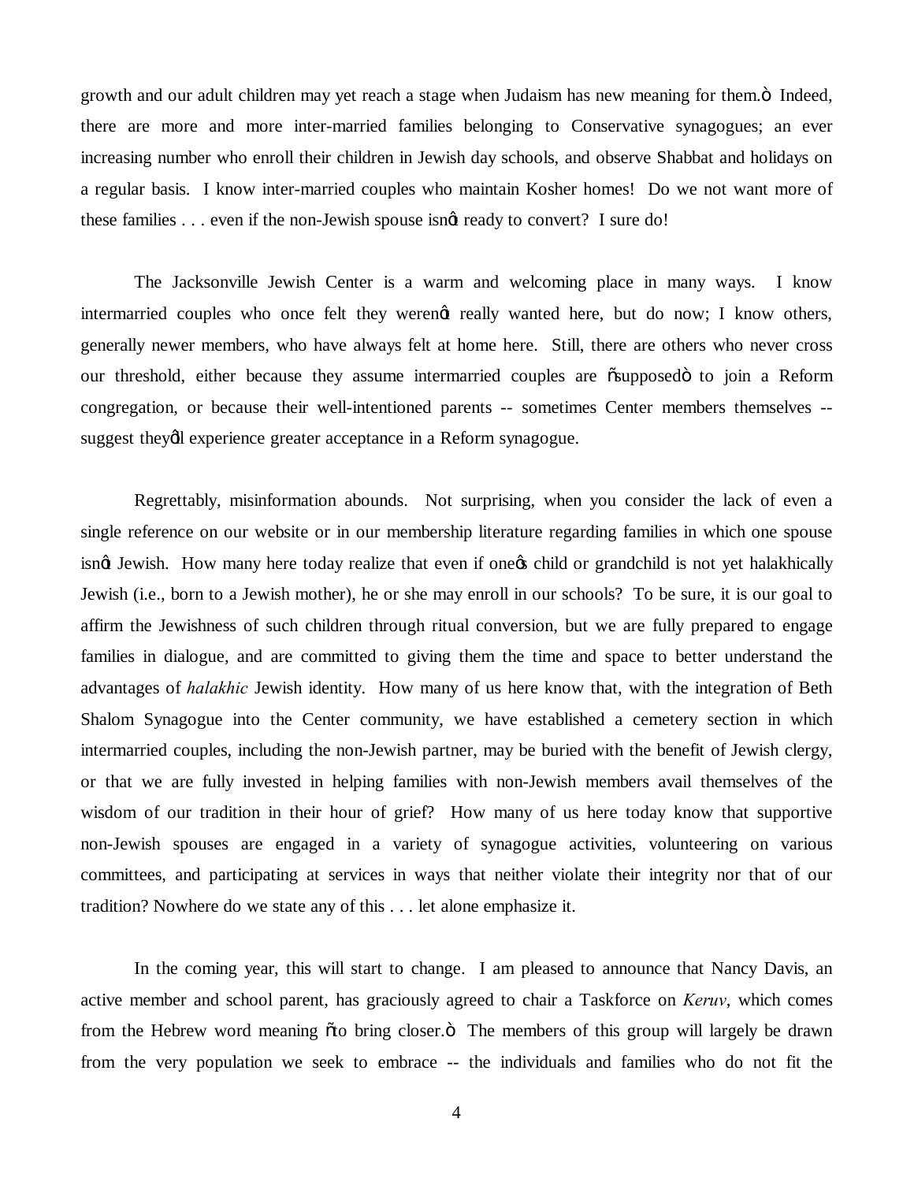growth and our adult children may yet reach a stage when Judaism has new meaning for them." Indeed, there are more and more inter-married families belonging to Conservative synagogues; an ever increasing number who enroll their children in Jewish day schools, and observe Shabbat and holidays on a regular basis. I know inter-married couples who maintain Kosher homes! Do we not want more of these families . . . even if the non-Jewish spouse isn't ready to convert? I sure do!

The Jacksonville Jewish Center is a warm and welcoming place in many ways. I know intermarried couples who once felt they weren't really wanted here, but do now; I know others, generally newer members, who have always felt at home here. Still, there are others who never cross our threshold, either because they assume intermarried couples are "supposed" to join a Reform congregation, or because their well-intentioned parents -- sometimes Center members themselves -- suggest they'll experience greater acceptance in a Reform synagogue.

Regrettably, misinformation abounds. Not surprising, when you consider the lack of even a single reference on our website or in our membership literature regarding families in which one spouse isn't Jewish. How many here today realize that even if one's child or grandchild is not yet halakhically Jewish (i.e., born to a Jewish mother), he or she may enroll in our schools? To be sure, it is our goal to affirm the Jewishness of such children through ritual conversion, but we are fully prepared to engage families in dialogue, and are committed to giving them the time and space to better understand the advantages of *halakhic* Jewish identity. How many of us here know that, with the integration of Beth Shalom Synagogue into the Center community, we have established a cemetery section in which intermarried couples, including the non-Jewish partner, may be buried with the benefit of Jewish clergy, or that we are fully invested in helping families with non-Jewish members avail themselves of the wisdom of our tradition in their hour of grief? How many of us here today know that supportive non-Jewish spouses are engaged in a variety of synagogue activities, volunteering on various committees, and participating at services in ways that neither violate their integrity nor that of our tradition? Nowhere do we state any of this . . . let alone emphasize it.

In the coming year, this will start to change. I am pleased to announce that Nancy Davis, an active member and school parent, has graciously agreed to chair a Taskforce on *Keruv*, which comes from the Hebrew word meaning "to bring closer." The members of this group will largely be drawn from the very population we seek to embrace -- the individuals and families who do not fit the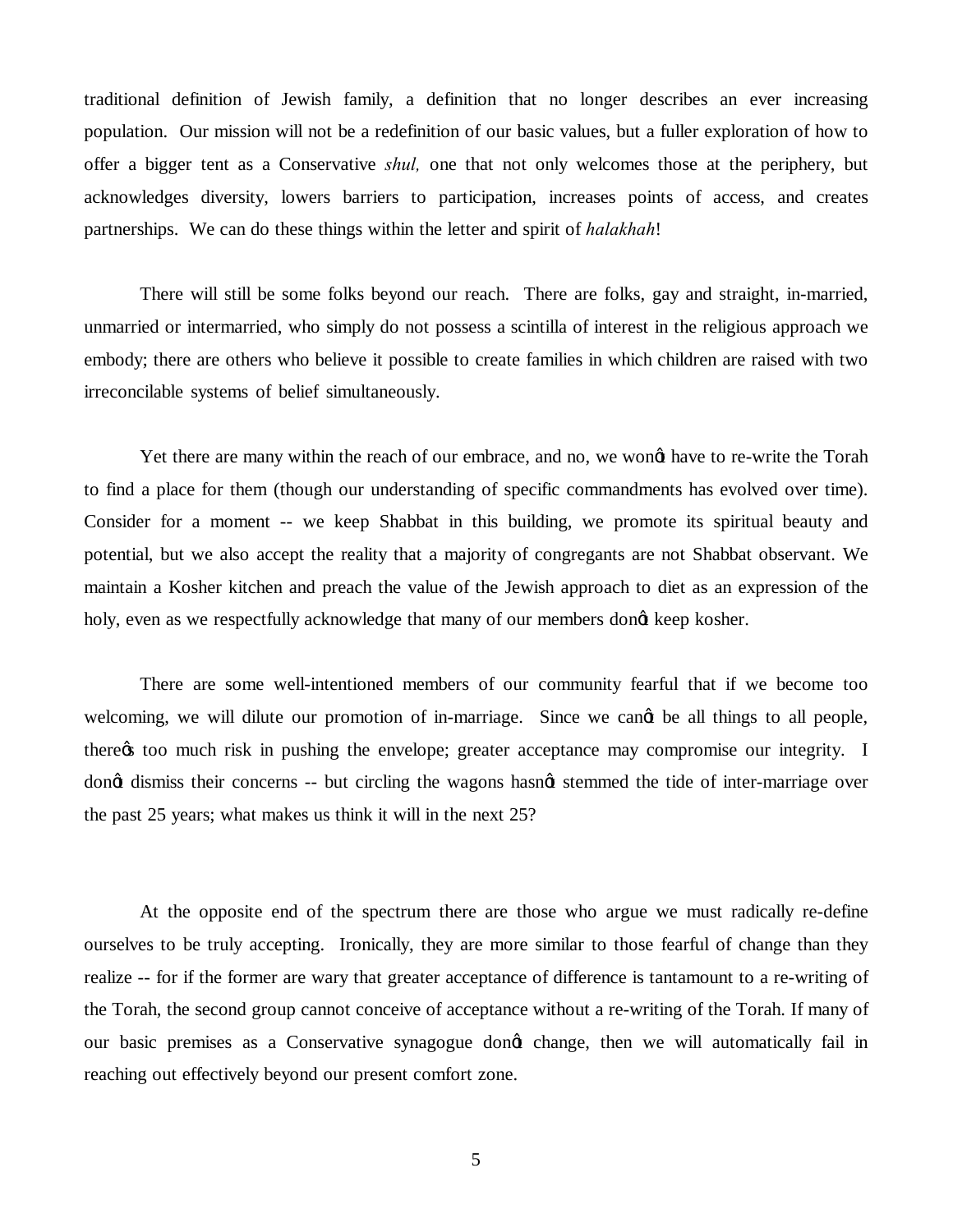traditional definition of Jewish family, a definition that no longer describes an ever increasing population. Our mission will not be a redefinition of our basic values, but a fuller exploration of how to offer a bigger tent as a Conservative *shul,* one that not only welcomes those at the periphery, but acknowledges diversity, lowers barriers to participation, increases points of access, and creates partnerships. We can do these things within the letter and spirit of *halakhah*!

There will still be some folks beyond our reach. There are folks, gay and straight, in-married, unmarried or intermarried, who simply do not possess a scintilla of interest in the religious approach we embody; there are others who believe it possible to create families in which children are raised with two irreconcilable systems of belief simultaneously.

Yet there are many within the reach of our embrace, and no, we wonŒ have to re-write the Torah to find a place for them (though our understanding of specific commandments has evolved over time). Consider for a moment -- we keep Shabbat in this building, we promote its spiritual beauty and potential, but we also accept the reality that a majority of congregants are not Shabbat observant. We maintain a Kosher kitchen and preach the value of the Jewish approach to diet as an expression of the holy, even as we respectfully acknowledge that many of our members donŒ keep kosher.

There are some well-intentioned members of our community fearful that if we become too welcoming, we will dilute our promotion of in-marriage. Since we canŒ be all things to all people, thereŒs too much risk in pushing the envelope; greater acceptance may compromise our integrity. I donŒ dismiss their concerns -- but circling the wagons hasnŒ stemmed the tide of inter-marriage over the past 25 years; what makes us think it will in the next 25?

At the opposite end of the spectrum there are those who argue we must radically re-define ourselves to be truly accepting. Ironically, they are more similar to those fearful of change than they realize -- for if the former are wary that greater acceptance of difference is tantamount to a re-writing of the Torah, the second group cannot conceive of acceptance without a re-writing of the Torah. If many of our basic premises as a Conservative synagogue donŒ change, then we will automatically fail in reaching out effectively beyond our present comfort zone.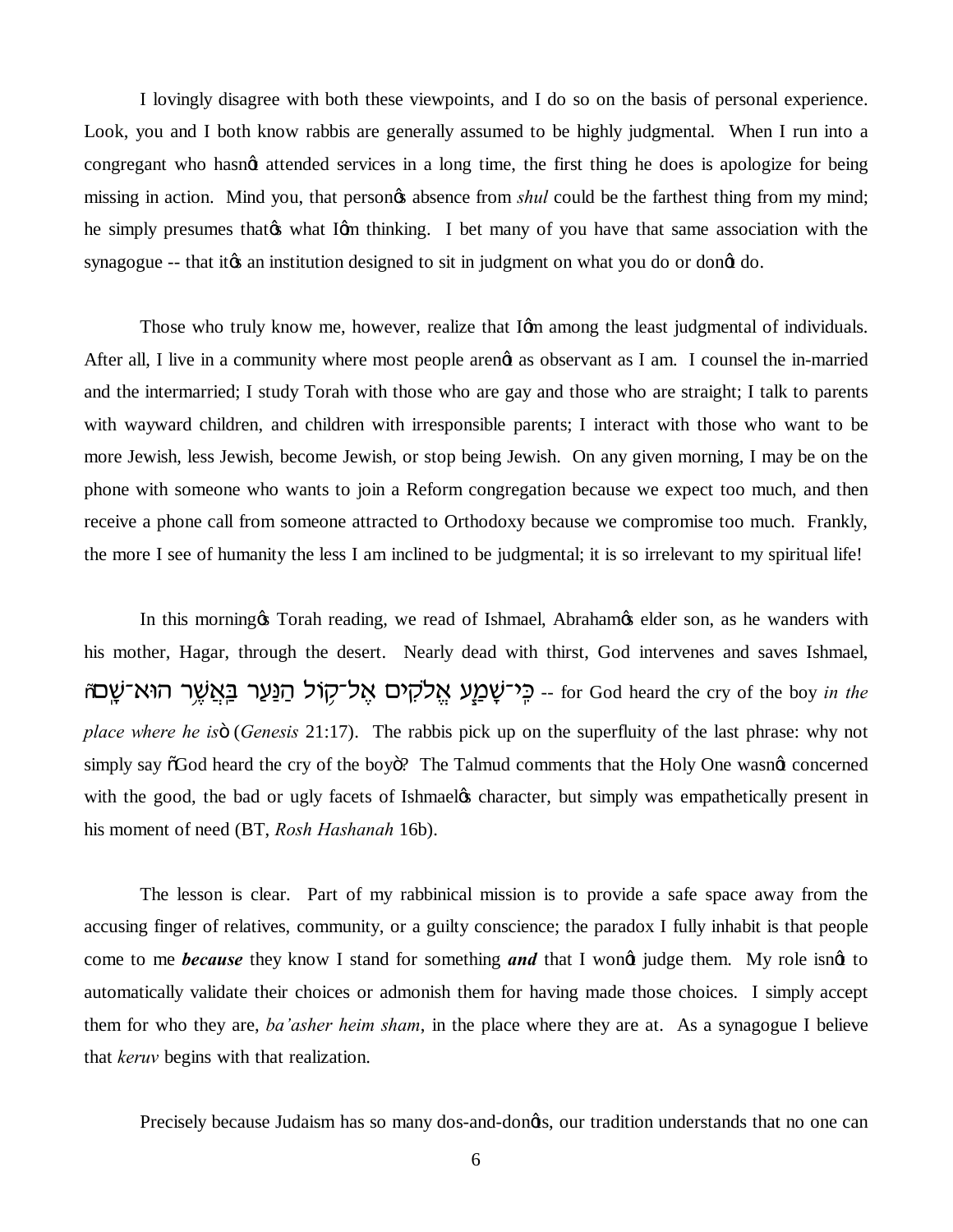I lovingly disagree with both these viewpoints, and I do so on the basis of personal experience. Look, you and I both know rabbis are generally assumed to be highly judgmental. When I run into a congregant who hasn't attended services in a long time, the first thing he does is apologize for being missing in action. Mind you, that person's absence from *shul* could be the farthest thing from my mind; he simply presumes that's what I'm thinking. I bet many of you have that same association with the synagogue -- that it's an institution designed to sit in judgment on what you do or don't do.

Those who truly know me, however, realize that I'm among the least judgmental of individuals. After all, I live in a community where most people aren't as observant as I am. I counsel the in-married and the intermarried; I study Torah with those who are gay and those who are straight; I talk to parents with wayward children, and children with irresponsible parents; I interact with those who want to be more Jewish, less Jewish, become Jewish, or stop being Jewish. On any given morning, I may be on the phone with someone who wants to join a Reform congregation because we expect too much, and then receive a phone call from someone attracted to Orthodoxy because we compromise too much. Frankly, the more I see of humanity the less I am inclined to be judgmental; it is so irrelevant to my spiritual life!

In this morning's Torah reading, we read of Ishmael, Abraham's elder son, as he wanders with his mother, Hagar, through the desert. Nearly dead with thirst, God intervenes and saves Ishmael, "כִּי־שָׁמַע אֱלֹקִים אֶל־קוֹל הַנַּעַר בַּאֲשֶׁר הוּא־שָׁם -- for God heard the cry of the boy *in the place where he is*" (*Genesis* 21:17). The rabbis pick up on the superfluity of the last phrase: why not simply say "God heard the cry of the boy"? The Talmud comments that the Holy One wasn't concerned with the good, the bad or ugly facets of Ishmael's character, but simply was empathetically present in his moment of need (BT, *Rosh Hashanah* 16b).

The lesson is clear. Part of my rabbinical mission is to provide a safe space away from the accusing finger of relatives, community, or a guilty conscience; the paradox I fully inhabit is that people come to me ***because*** they know I stand for something ***and*** that I won't judge them. My role isn't to automatically validate their choices or admonish them for having made those choices. I simply accept them for who they are, *ba'asher heim sham*, in the place where they are at. As a synagogue I believe that *keruv* begins with that realization.

Precisely because Judaism has so many dos-and-don'ts, our tradition understands that no one can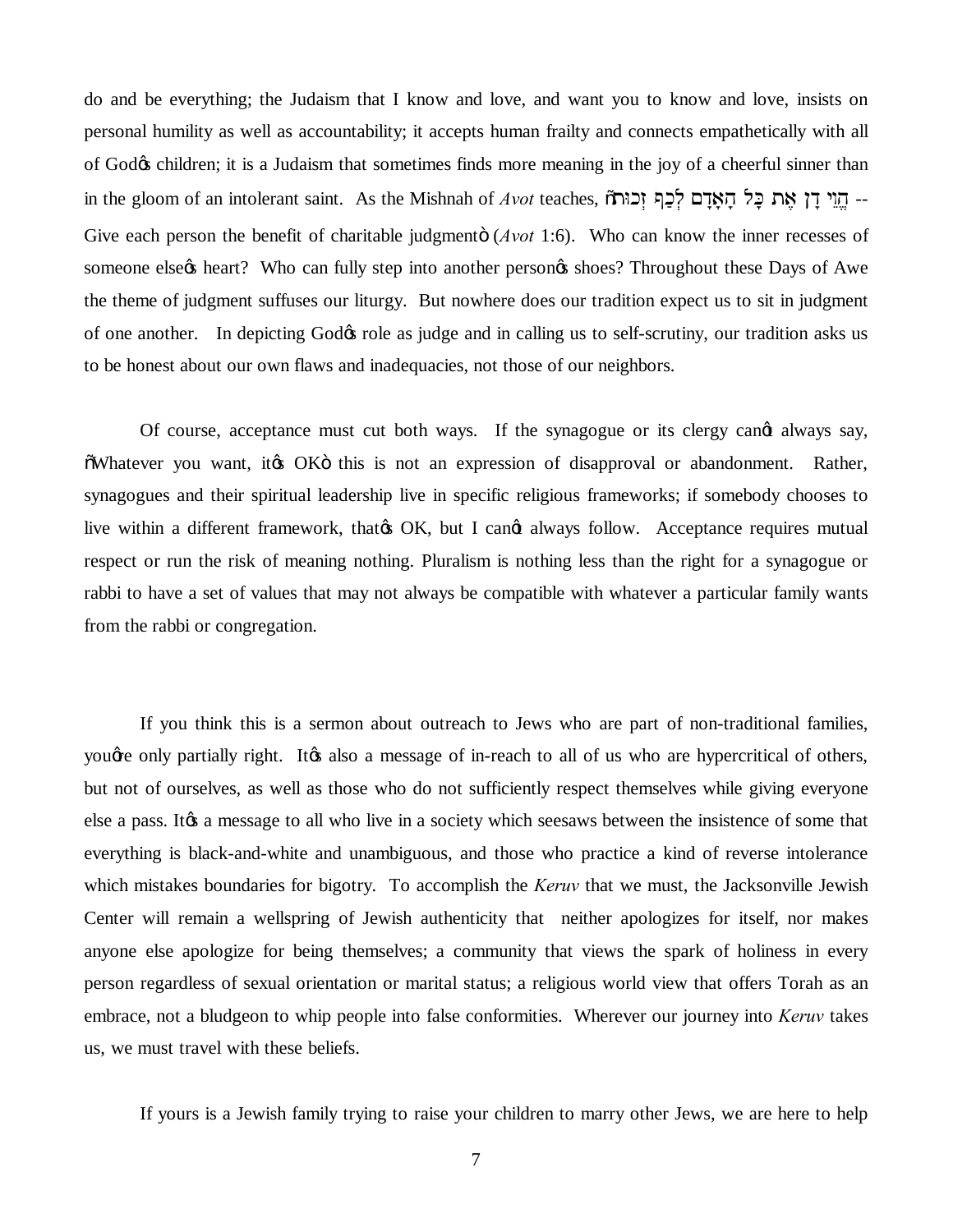do and be everything; the Judaism that I know and love, and want you to know and love, insists on personal humility as well as accountability; it accepts human frailty and connects empathetically with all of God's children; it is a Judaism that sometimes finds more meaning in the joy of a cheerful sinner than in the gloom of an intolerant saint. As the Mishnah of *Avot* teaches, "הֱוֵי דָן אֶת כָּל הָאָדָם לְכַף זְכוּת -- Give each person the benefit of charitable judgment" (*Avot* 1:6). Who can know the inner recesses of someone else's heart? Who can fully step into another person's shoes? Throughout these Days of Awe the theme of judgment suffuses our liturgy. But nowhere does our tradition expect us to sit in judgment of one another. In depicting God's role as judge and in calling us to self-scrutiny, our tradition asks us to be honest about our own flaws and inadequacies, not those of our neighbors.

Of course, acceptance must cut both ways. If the synagogue or its clergy can't always say, "Whatever you want, it's OK" this is not an expression of disapproval or abandonment. Rather, synagogues and their spiritual leadership live in specific religious frameworks; if somebody chooses to live within a different framework, that's OK, but I can't always follow. Acceptance requires mutual respect or run the risk of meaning nothing. Pluralism is nothing less than the right for a synagogue or rabbi to have a set of values that may not always be compatible with whatever a particular family wants from the rabbi or congregation.

If you think this is a sermon about outreach to Jews who are part of non-traditional families, you're only partially right. It's also a message of in-reach to all of us who are hypercritical of others, but not of ourselves, as well as those who do not sufficiently respect themselves while giving everyone else a pass. It's a message to all who live in a society which seesaws between the insistence of some that everything is black-and-white and unambiguous, and those who practice a kind of reverse intolerance which mistakes boundaries for bigotry. To accomplish the *Keruv* that we must, the Jacksonville Jewish Center will remain a wellspring of Jewish authenticity that neither apologizes for itself, nor makes anyone else apologize for being themselves; a community that views the spark of holiness in every person regardless of sexual orientation or marital status; a religious world view that offers Torah as an embrace, not a bludgeon to whip people into false conformities. Wherever our journey into *Keruv* takes us, we must travel with these beliefs.

If yours is a Jewish family trying to raise your children to marry other Jews, we are here to help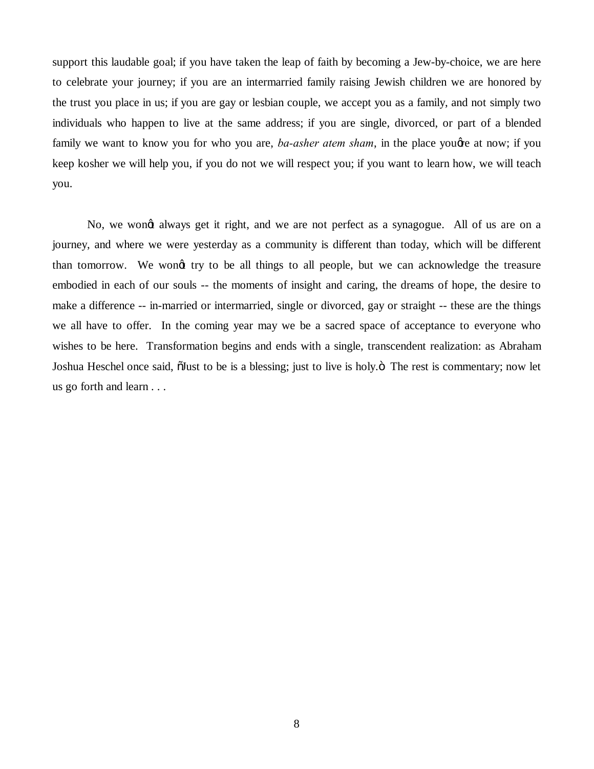support this laudable goal; if you have taken the leap of faith by becoming a Jew-by-choice, we are here to celebrate your journey; if you are an intermarried family raising Jewish children we are honored by the trust you place in us; if you are gay or lesbian couple, we accept you as a family, and not simply two individuals who happen to live at the same address; if you are single, divorced, or part of a blended family we want to know you for who you are, *ba-asher atem sham*, in the place you're at now; if you keep kosher we will help you, if you do not we will respect you; if you want to learn how, we will teach you.

No, we won't always get it right, and we are not perfect as a synagogue. All of us are on a journey, and where we were yesterday as a community is different than today, which will be different than tomorrow. We won't try to be all things to all people, but we can acknowledge the treasure embodied in each of our souls -- the moments of insight and caring, the dreams of hope, the desire to make a difference -- in-married or intermarried, single or divorced, gay or straight -- these are the things we all have to offer. In the coming year may we be a sacred space of acceptance to everyone who wishes to be here. Transformation begins and ends with a single, transcendent realization: as Abraham Joshua Heschel once said, "Just to be is a blessing; just to live is holy." The rest is commentary; now let us go forth and learn . . .